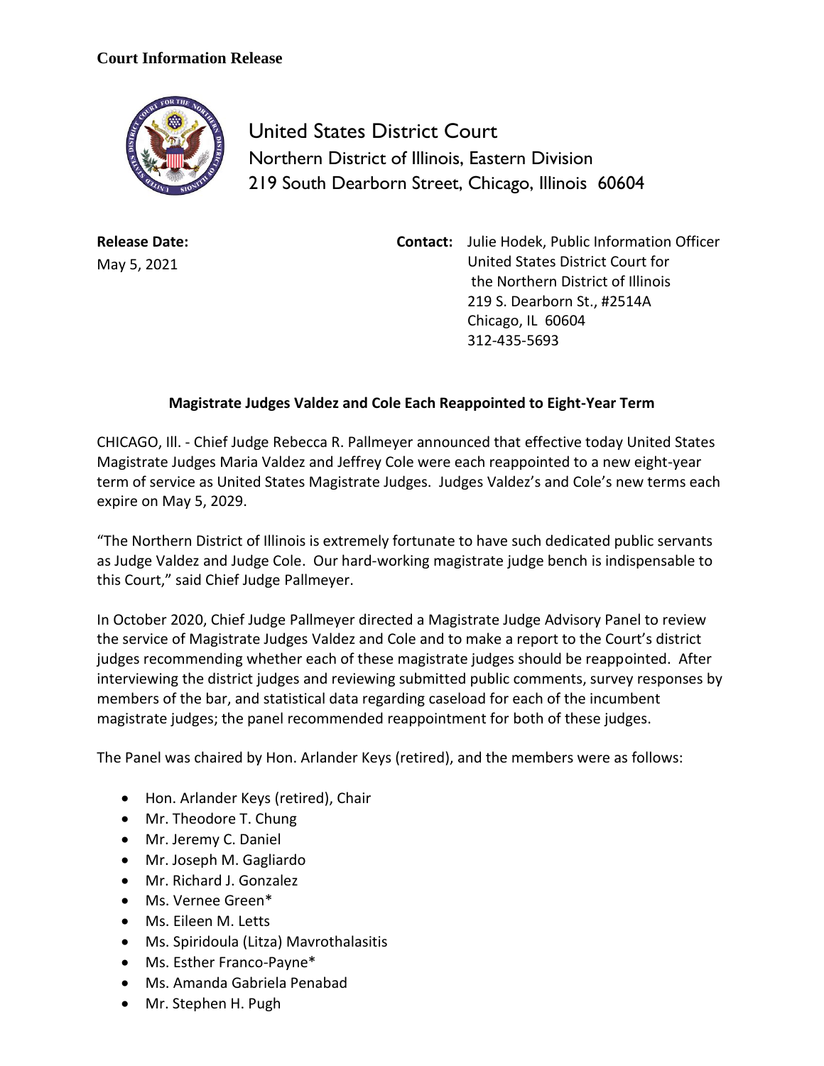**Court Information Release**

# United States District Court
## Northern District of Illinois, Eastern Division
219 South Dearborn Street, Chicago, Illinois 60604

**Release Date:**
May 5, 2021

**Contact:** Julie Hodek, Public Information Officer
United States District Court for
the Northern District of Illinois
219 S. Dearborn St., #2514A
Chicago, IL 60604
312-435-5693

**Magistrate Judges Valdez and Cole Each Reappointed to Eight-Year Term**

CHICAGO, Ill. - Chief Judge Rebecca R. Pallmeyer announced that effective today United States Magistrate Judges Maria Valdez and Jeffrey Cole were each reappointed to a new eight-year term of service as United States Magistrate Judges. Judges Valdez's and Cole's new terms each expire on May 5, 2029.

"The Northern District of Illinois is extremely fortunate to have such dedicated public servants as Judge Valdez and Judge Cole. Our hard-working magistrate judge bench is indispensable to this Court," said Chief Judge Pallmeyer.

In October 2020, Chief Judge Pallmeyer directed a Magistrate Judge Advisory Panel to review the service of Magistrate Judges Valdez and Cole and to make a report to the Court's district judges recommending whether each of these magistrate judges should be reappointed. After interviewing the district judges and reviewing submitted public comments, survey responses by members of the bar, and statistical data regarding caseload for each of the incumbent magistrate judges; the panel recommended reappointment for both of these judges.

The Panel was chaired by Hon. Arlander Keys (retired), and the members were as follows:

- Hon. Arlander Keys (retired), Chair
- Mr. Theodore T. Chung
- Mr. Jeremy C. Daniel
- Mr. Joseph M. Gagliardo
- Mr. Richard J. Gonzalez
- Ms. Vernee Green*
- Ms. Eileen M. Letts
- Ms. Spiridoula (Litza) Mavrothalasitis
- Ms. Esther Franco-Payne*
- Ms. Amanda Gabriela Penabad
- Mr. Stephen H. Pugh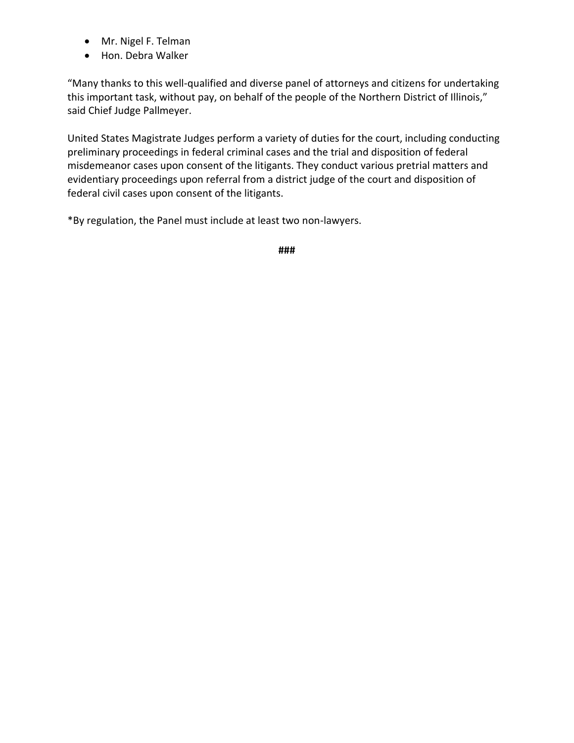- Mr. Nigel F. Telman
- Hon. Debra Walker

"Many thanks to this well-qualified and diverse panel of attorneys and citizens for undertaking this important task, without pay, on behalf of the people of the Northern District of Illinois," said Chief Judge Pallmeyer.

United States Magistrate Judges perform a variety of duties for the court, including conducting preliminary proceedings in federal criminal cases and the trial and disposition of federal misdemeanor cases upon consent of the litigants. They conduct various pretrial matters and evidentiary proceedings upon referral from a district judge of the court and disposition of federal civil cases upon consent of the litigants.

*By regulation, the Panel must include at least two non-lawyers.

**###**